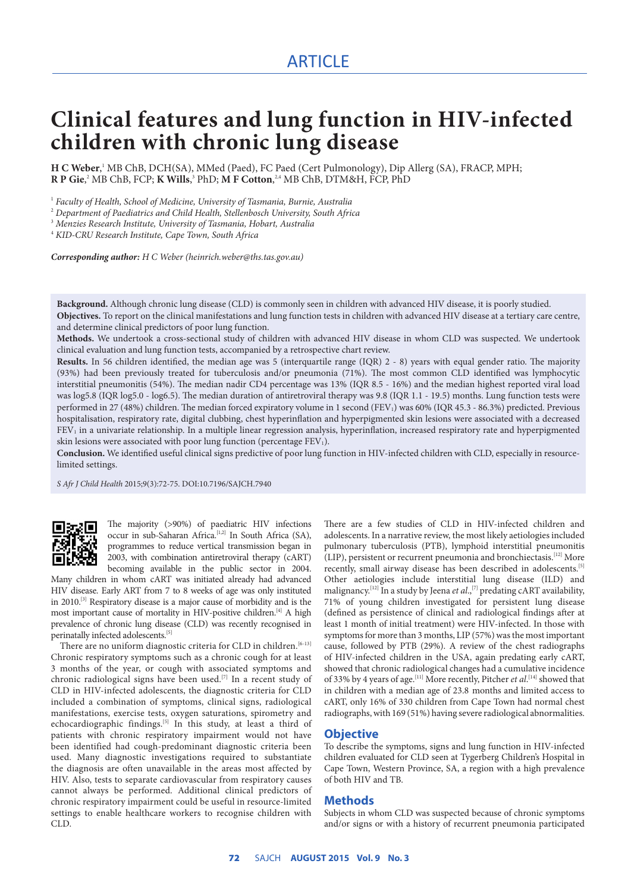ARTICLE

# Clinical features and lung function in HIV-infected children with chronic lung disease

**H C Weber**,[1] MB ChB, DCH(SA), MMed (Paed), FC Paed (Cert Pulmonology), Dip Allerg (SA), FRACP, MPH; **R P Gie**,[2] MB ChB, FCP; **K Wills**,[3] PhD; **M F Cotton**,[2,4] MB ChB, DTM&H, FCP, PhD

[1] *Faculty of Health, School of Medicine, University of Tasmania, Burnie, Australia*
[2] *Department of Paediatrics and Child Health, Stellenbosch University, South Africa*
[3] *Menzies Research Institute, University of Tasmania, Hobart, Australia*
[4] *KID-CRU Research Institute, Cape Town, South Africa*

***Corresponding author:** H C Weber (heinrich.weber@ths.tas.gov.au)*

**Background.** Although chronic lung disease (CLD) is commonly seen in children with advanced HIV disease, it is poorly studied.

**Objectives.** To report on the clinical manifestations and lung function tests in children with advanced HIV disease at a tertiary care centre, and determine clinical predictors of poor lung function.

**Methods.** We undertook a cross-sectional study of children with advanced HIV disease in whom CLD was suspected. We undertook clinical evaluation and lung function tests, accompanied by a retrospective chart review.

**Results.** In 56 children identified, the median age was 5 (interquartile range (IQR) 2 - 8) years with equal gender ratio. The majority (93%) had been previously treated for tuberculosis and/or pneumonia (71%). The most common CLD identified was lymphocytic interstitial pneumonitis (54%). The median nadir CD4 percentage was 13% (IQR 8.5 - 16%) and the median highest reported viral load was log5.8 (IQR log5.0 - log6.5). The median duration of antiretroviral therapy was 9.8 (IQR 1.1 - 19.5) months. Lung function tests were performed in 27 (48%) children. The median forced expiratory volume in 1 second ($FEV_1$) was 60% (IQR 45.3 - 86.3%) predicted. Previous hospitalisation, respiratory rate, digital clubbing, chest hyperinflation and hyperpigmented skin lesions were associated with a decreased $FEV_1$ in a univariate relationship. In a multiple linear regression analysis, hyperinflation, increased respiratory rate and hyperpigmented skin lesions were associated with poor lung function (percentage $FEV_1$).

**Conclusion.** We identified useful clinical signs predictive of poor lung function in HIV-infected children with CLD, especially in resource-limited settings.

*S Afr J Child Health* 2015;9(3):72-75. DOI:10.7196/SAJCH.7940

The majority (>90%) of paediatric HIV infections occur in sub-Saharan Africa.[1,2] In South Africa (SA), programmes to reduce vertical transmission began in 2003, with combination antiretroviral therapy (cART) becoming available in the public sector in 2004. Many children in whom cART was initiated already had advanced HIV disease. Early ART from 7 to 8 weeks of age was only instituted in 2010.[3] Respiratory disease is a major cause of morbidity and is the most important cause of mortality in HIV-positive children.[4] A high prevalence of chronic lung disease (CLD) was recently recognised in perinatally infected adolescents.[5]

There are no uniform diagnostic criteria for CLD in children.[6-13] Chronic respiratory symptoms such as a chronic cough for at least 3 months of the year, or cough with associated symptoms and chronic radiological signs have been used.[7] In a recent study of CLD in HIV-infected adolescents, the diagnostic criteria for CLD included a combination of symptoms, clinical signs, radiological manifestations, exercise tests, oxygen saturations, spirometry and echocardiographic findings.[5] In this study, at least a third of patients with chronic respiratory impairment would not have been identified had cough-predominant diagnostic criteria been used. Many diagnostic investigations required to substantiate the diagnosis are often unavailable in the areas most affected by HIV. Also, tests to separate cardiovascular from respiratory causes cannot always be performed. Additional clinical predictors of chronic respiratory impairment could be useful in resource-limited settings to enable healthcare workers to recognise children with CLD.

There are a few studies of CLD in HIV-infected children and adolescents. In a narrative review, the most likely aetiologies included pulmonary tuberculosis (PTB), lymphoid interstitial pneumonitis (LIP), persistent or recurrent pneumonia and bronchiectasis.[12] More recently, small airway disease has been described in adolescents.[5] Other aetiologies include interstitial lung disease (ILD) and malignancy.[12] In a study by Jeena *et al.*,[7] predating cART availability, 71% of young children investigated for persistent lung disease (defined as persistence of clinical and radiological findings after at least 1 month of initial treatment) were HIV-infected. In those with symptoms for more than 3 months, LIP (57%) was the most important cause, followed by PTB (29%). A review of the chest radiographs of HIV-infected children in the USA, again predating early cART, showed that chronic radiological changes had a cumulative incidence of 33% by 4 years of age.[11] More recently, Pitcher *et al.*[14] showed that in children with a median age of 23.8 months and limited access to cART, only 16% of 330 children from Cape Town had normal chest radiographs, with 169 (51%) having severe radiological abnormalities.

## Objective

To describe the symptoms, signs and lung function in HIV-infected children evaluated for CLD seen at Tygerberg Children's Hospital in Cape Town, Western Province, SA, a region with a high prevalence of both HIV and TB.

## Methods

Subjects in whom CLD was suspected because of chronic symptoms and/or signs or with a history of recurrent pneumonia participated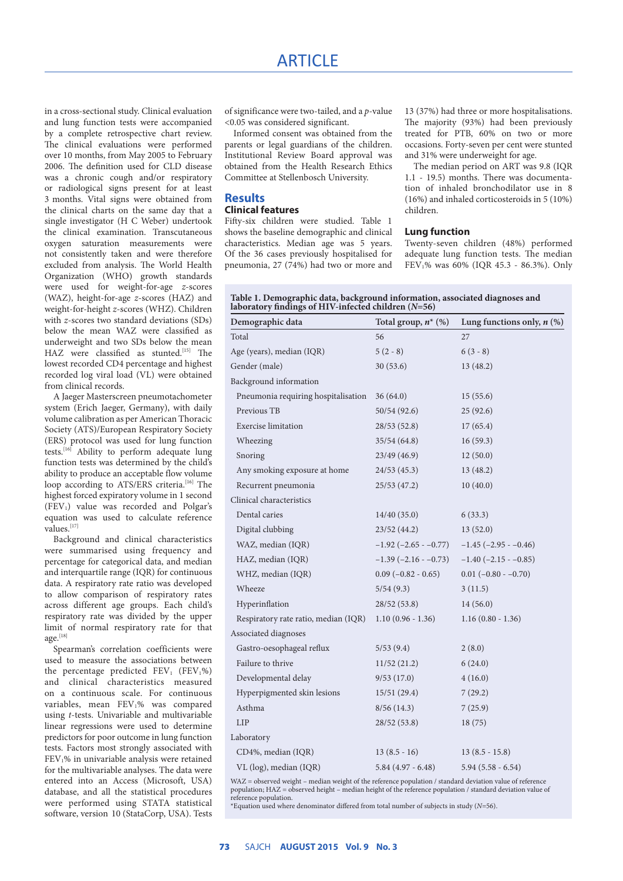in a cross-sectional study. Clinical evaluation and lung function tests were accompanied by a complete retrospective chart review. The clinical evaluations were performed over 10 months, from May 2005 to February 2006. The definition used for CLD disease was a chronic cough and/or respiratory or radiological signs present for at least 3 months. Vital signs were obtained from the clinical charts on the same day that a single investigator (H C Weber) undertook the clinical examination. Transcutaneous oxygen saturation measurements were not consistently taken and were therefore excluded from analysis. The World Health Organization (WHO) growth standards were used for weight-for-age *z*-scores (WAZ), height-for-age *z*-scores (HAZ) and weight-for-height *z*-scores (WHZ). Children with *z*-scores two standard deviations (SDs) below the mean WAZ were classified as underweight and two SDs below the mean HAZ were classified as stunted.[15] The lowest recorded CD4 percentage and highest recorded log viral load (VL) were obtained from clinical records.

A Jaeger Masterscreen pneumotachometer system (Erich Jaeger, Germany), with daily volume calibration as per American Thoracic Society (ATS)/European Respiratory Society (ERS) protocol was used for lung function tests.[16] Ability to perform adequate lung function tests was determined by the child's ability to produce an acceptable flow volume loop according to ATS/ERS criteria.[16] The highest forced expiratory volume in 1 second ($FEV_1$) value was recorded and Polgar's equation was used to calculate reference values.[17]

Background and clinical characteristics were summarised using frequency and percentage for categorical data, and median and interquartile range (IQR) for continuous data. A respiratory rate ratio was developed to allow comparison of respiratory rates across different age groups. Each child's respiratory rate was divided by the upper limit of normal respiratory rate for that age.[18]

Spearman's correlation coefficients were used to measure the associations between the percentage predicted $FEV_1$ ($FEV_1$%) and clinical characteristics measured on a continuous scale. For continuous variables, mean $FEV_1$% was compared using *t*-tests. Univariable and multivariable linear regressions were used to determine predictors for poor outcome in lung function tests. Factors most strongly associated with $FEV_1$% in univariable analysis were retained for the multivariable analyses. The data were entered into an Access (Microsoft, USA) database, and all the statistical procedures were performed using STATA statistical software, version 10 (StataCorp, USA). Tests of significance were two-tailed, and a *p*-value <0.05 was considered significant.

Informed consent was obtained from the parents or legal guardians of the children. Institutional Review Board approval was obtained from the Health Research Ethics Committee at Stellenbosch University.

## Results

### Clinical features

Fifty-six children were studied. Table 1 shows the baseline demographic and clinical characteristics. Median age was 5 years. Of the 36 cases previously hospitalised for pneumonia, 27 (74%) had two or more and 13 (37%) had three or more hospitalisations. The majority (93%) had been previously treated for PTB, 60% on two or more occasions. Forty-seven per cent were stunted and 31% were underweight for age.

The median period on ART was 9.8 (IQR 1.1 - 19.5) months. There was documentation of inhaled bronchodilator use in 8 (16%) and inhaled corticosteroids in 5 (10%) children.

### Lung function

Twenty-seven children (48%) performed adequate lung function tests. The median $FEV_1$% was 60% (IQR 45.3 - 86.3%). Only

**Table 1. Demographic data, background information, associated diagnoses and laboratory findings of HIV-infected children (*N*=56)**

| Demographic data | Total group, *n*\* (%) | Lung functions only, *n* (%) |
|---|---|---|
| Total | 56 | 27 |
| Age (years), median (IQR) | 5 (2 - 8) | 6 (3 - 8) |
| Gender (male) | 30 (53.6) | 13 (48.2) |
| Background information | | |
| Pneumonia requiring hospitalisation | 36 (64.0) | 15 (55.6) |
| Previous TB | 50/54 (92.6) | 25 (92.6) |
| Exercise limitation | 28/53 (52.8) | 17 (65.4) |
| Wheezing | 35/54 (64.8) | 16 (59.3) |
| Snoring | 23/49 (46.9) | 12 (50.0) |
| Any smoking exposure at home | 24/53 (45.3) | 13 (48.2) |
| Recurrent pneumonia | 25/53 (47.2) | 10 (40.0) |
| Clinical characteristics | | |
| Dental caries | 14/40 (35.0) | 6 (33.3) |
| Digital clubbing | 23/52 (44.2) | 13 (52.0) |
| WAZ, median (IQR) | −1.92 (−2.65 - −0.77) | −1.45 (−2.95 - −0.46) |
| HAZ, median (IQR) | −1.39 (−2.16 - −0.73) | −1.40 (−2.15 - −0.85) |
| WHZ, median (IQR) | 0.09 (−0.82 - 0.65) | 0.01 (−0.80 - −0.70) |
| Wheeze | 5/54 (9.3) | 3 (11.5) |
| Hyperinflation | 28/52 (53.8) | 14 (56.0) |
| Respiratory rate ratio, median (IQR) | 1.10 (0.96 - 1.36) | 1.16 (0.80 - 1.36) |
| Associated diagnoses | | |
| Gastro-oesophageal reflux | 5/53 (9.4) | 2 (8.0) |
| Failure to thrive | 11/52 (21.2) | 6 (24.0) |
| Developmental delay | 9/53 (17.0) | 4 (16.0) |
| Hyperpigmented skin lesions | 15/51 (29.4) | 7 (29.2) |
| Asthma | 8/56 (14.3) | 7 (25.9) |
| LIP | 28/52 (53.8) | 18 (75) |
| Laboratory | | |
| CD4%, median (IQR) | 13 (8.5 - 16) | 13 (8.5 - 15.8) |
| VL (log), median (IQR) | 5.84 (4.97 - 6.48) | 5.94 (5.58 - 6.54) |

WAZ = observed weight – median weight of the reference population / standard deviation value of reference population; HAZ = observed height – median height of the reference population / standard deviation value of reference population.
\*Equation used where denominator differed from total number of subjects in study (*N*=56).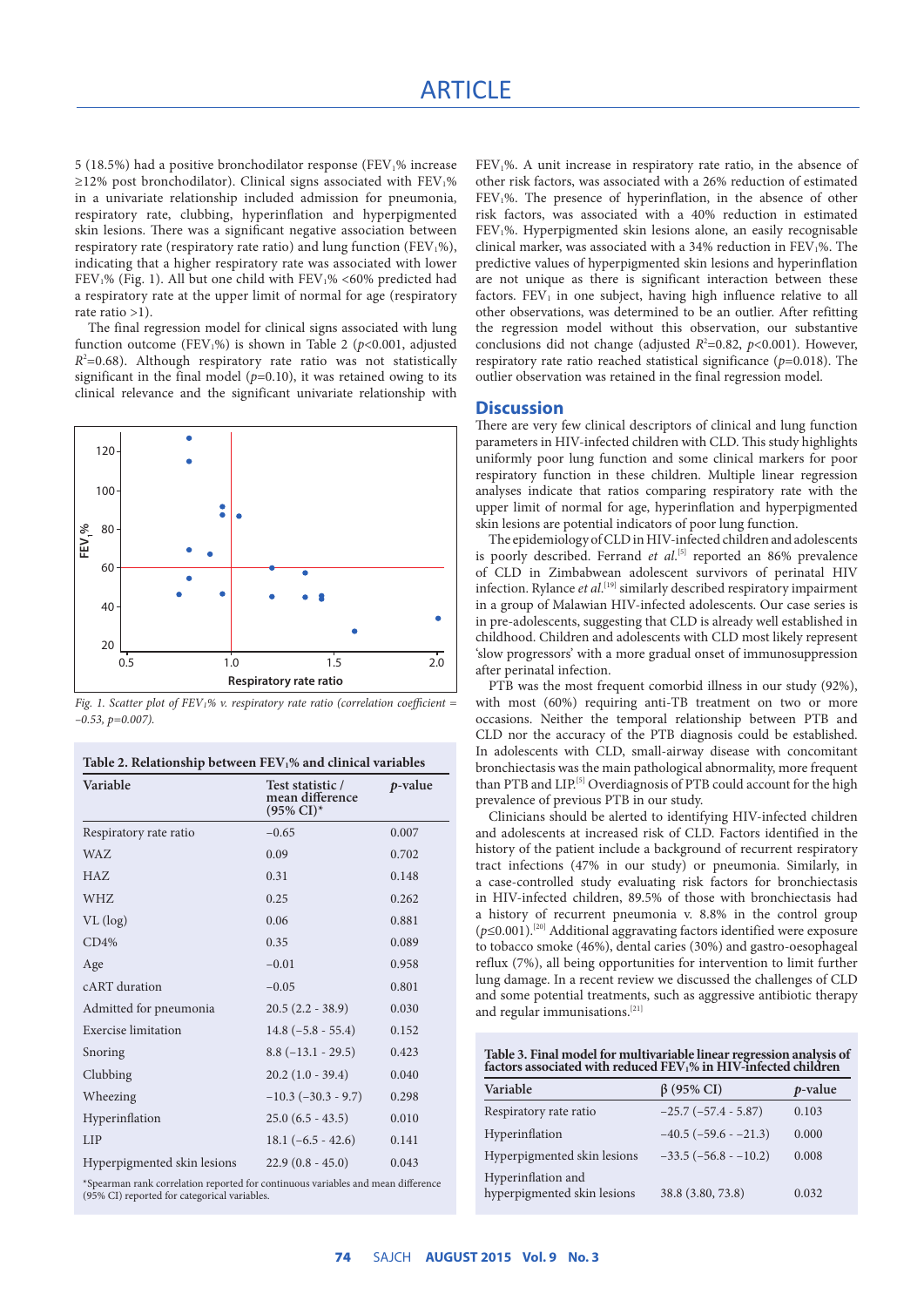5 (18.5%) had a positive bronchodilator response ($FEV_1$% increase ≥12% post bronchodilator). Clinical signs associated with $FEV_1$% in a univariate relationship included admission for pneumonia, respiratory rate, clubbing, hyperinflation and hyperpigmented skin lesions. There was a significant negative association between respiratory rate (respiratory rate ratio) and lung function ($FEV_1$%), indicating that a higher respiratory rate was associated with lower $FEV_1$% (Fig. 1). All but one child with $FEV_1$% <60% predicted had a respiratory rate at the upper limit of normal for age (respiratory rate ratio >1).

The final regression model for clinical signs associated with lung function outcome ($FEV_1$%) is shown in Table 2 ($p<0.001$, adjusted $R^2=0.68$). Although respiratory rate ratio was not statistically significant in the final model ($p=0.10$), it was retained owing to its clinical relevance and the significant univariate relationship with $FEV_1$%. A unit increase in respiratory rate ratio, in the absence of other risk factors, was associated with a 26% reduction of estimated $FEV_1$%. The presence of hyperinflation, in the absence of other risk factors, was associated with a 40% reduction in estimated $FEV_1$%. Hyperpigmented skin lesions alone, an easily recognisable clinical marker, was associated with a 34% reduction in $FEV_1$%. The predictive values of hyperpigmented skin lesions and hyperinflation are not unique as there is significant interaction between these factors. $FEV_1$ in one subject, having high influence relative to all other observations, was determined to be an outlier. After refitting the regression model without this observation, our substantive conclusions did not change (adjusted $R^2=0.82$, $p<0.001$). However, respiratory rate ratio reached statistical significance ($p=0.018$). The outlier observation was retained in the final regression model.

*Fig. 1. Scatter plot of $FEV_1$% v. respiratory rate ratio (correlation coefficient = −0.53, p=0.007).*

**Table 2. Relationship between $FEV_1$% and clinical variables**

| Variable | Test statistic / mean difference (95% CI)* | *p*-value |
|---|---|---|
| Respiratory rate ratio | −0.65 | 0.007 |
| WAZ | 0.09 | 0.702 |
| HAZ | 0.31 | 0.148 |
| WHZ | 0.25 | 0.262 |
| VL (log) | 0.06 | 0.881 |
| CD4% | 0.35 | 0.089 |
| Age | −0.01 | 0.958 |
| cART duration | −0.05 | 0.801 |
| Admitted for pneumonia | 20.5 (2.2 - 38.9) | 0.030 |
| Exercise limitation | 14.8 (−5.8 - 55.4) | 0.152 |
| Snoring | 8.8 (−13.1 - 29.5) | 0.423 |
| Clubbing | 20.2 (1.0 - 39.4) | 0.040 |
| Wheezing | −10.3 (−30.3 - 9.7) | 0.298 |
| Hyperinflation | 25.0 (6.5 - 43.5) | 0.010 |
| LIP | 18.1 (−6.5 - 42.6) | 0.141 |
| Hyperpigmented skin lesions | 22.9 (0.8 - 45.0) | 0.043 |

*Spearman rank correlation reported for continuous variables and mean difference (95% CI) reported for categorical variables.

## Discussion

There are very few clinical descriptors of clinical and lung function parameters in HIV-infected children with CLD. This study highlights uniformly poor lung function and some clinical markers for poor respiratory function in these children. Multiple linear regression analyses indicate that ratios comparing respiratory rate with the upper limit of normal for age, hyperinflation and hyperpigmented skin lesions are potential indicators of poor lung function.

The epidemiology of CLD in HIV-infected children and adolescents is poorly described. Ferrand *et al.*[5] reported an 86% prevalence of CLD in Zimbabwean adolescent survivors of perinatal HIV infection. Rylance *et al.*[19] similarly described respiratory impairment in a group of Malawian HIV-infected adolescents. Our case series is in pre-adolescents, suggesting that CLD is already well established in childhood. Children and adolescents with CLD most likely represent 'slow progressors' with a more gradual onset of immunosuppression after perinatal infection.

PTB was the most frequent comorbid illness in our study (92%), with most (60%) requiring anti-TB treatment on two or more occasions. Neither the temporal relationship between PTB and CLD nor the accuracy of the PTB diagnosis could be established. In adolescents with CLD, small-airway disease with concomitant bronchiectasis was the main pathological abnormality, more frequent than PTB and LIP.[5] Overdiagnosis of PTB could account for the high prevalence of previous PTB in our study.

Clinicians should be alerted to identifying HIV-infected children and adolescents at increased risk of CLD. Factors identified in the history of the patient include a background of recurrent respiratory tract infections (47% in our study) or pneumonia. Similarly, in a case-controlled study evaluating risk factors for bronchiectasis in HIV-infected children, 89.5% of those with bronchiectasis had a history of recurrent pneumonia v. 8.8% in the control group ($p≤0.001$).[20] Additional aggravating factors identified were exposure to tobacco smoke (46%), dental caries (30%) and gastro-oesophageal reflux (7%), all being opportunities for intervention to limit further lung damage. In a recent review we discussed the challenges of CLD and some potential treatments, such as aggressive antibiotic therapy and regular immunisations.[21]

**Table 3. Final model for multivariable linear regression analysis of factors associated with reduced $FEV_1$% in HIV-infected children**

| Variable | β (95% CI) | *p*-value |
|---|---|---|
| Respiratory rate ratio | −25.7 (−57.4 - 5.87) | 0.103 |
| Hyperinflation | −40.5 (−59.6 - −21.3) | 0.000 |
| Hyperpigmented skin lesions | −33.5 (−56.8 - −10.2) | 0.008 |
| Hyperinflation and hyperpigmented skin lesions | 38.8 (3.80, 73.8) | 0.032 |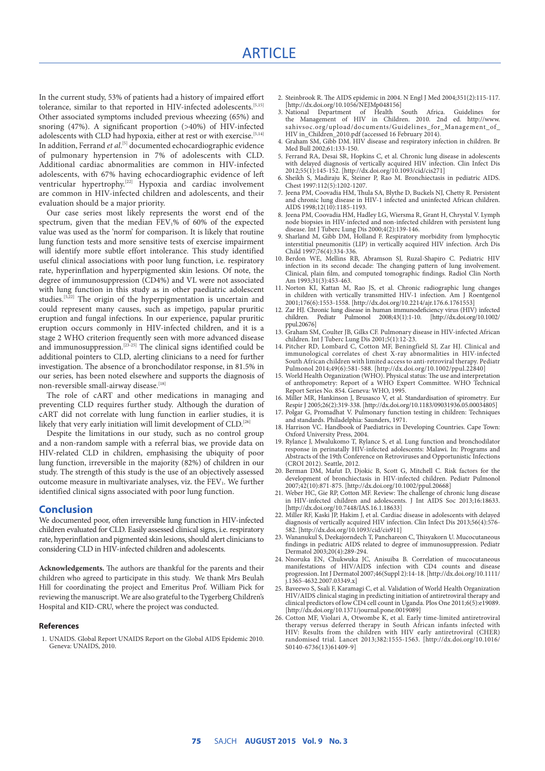In the current study, 53% of patients had a history of impaired effort tolerance, similar to that reported in HIV-infected adolescents.[5,15] Other associated symptoms included previous wheezing (65%) and snoring (47%). A significant proportion (>40%) of HIV-infected adolescents with CLD had hypoxia, either at rest or with exercise.[5,14] In addition, Ferrand *et al*.[5] documented echocardiographic evidence of pulmonary hypertension in 7% of adolescents with CLD. Additional cardiac abnormalities are common in HIV-infected adolescents, with 67% having echocardiographic evidence of left ventricular hypertrophy.[22] Hypoxia and cardiac involvement are common in HIV-infected children and adolescents, and their evaluation should be a major priority.

Our case series most likely represents the worst end of the spectrum, given that the median $FEV_1$% of 60% of the expected value was used as the 'norm' for comparison. It is likely that routine lung function tests and more sensitive tests of exercise impairment will identify more subtle effort intolerance. This study identified useful clinical associations with poor lung function, i.e. respiratory rate, hyperinflation and hyperpigmented skin lesions. Of note, the degree of immunosuppression (CD4%) and VL were not associated with lung function in this study as in other paediatric adolescent studies.[5,22] The origin of the hyperpigmentation is uncertain and could represent many causes, such as impetigo, papular pruritic eruption and fungal infections. In our experience, papular pruritic eruption occurs commonly in HIV-infected children, and it is a stage 2 WHO criterion frequently seen with more advanced disease and immunosuppression.[23-25] The clinical signs identified could be additional pointers to CLD, alerting clinicians to a need for further investigation. The absence of a bronchodilator response, in 81.5% in our series, has been noted elsewhere and supports the diagnosis of non-reversible small-airway disease.[18]

The role of cART and other medications in managing and preventing CLD requires further study. Although the duration of cART did not correlate with lung function in earlier studies, it is likely that very early initiation will limit development of CLD.[26]

Despite the limitations in our study, such as no control group and a non-random sample with a referral bias, we provide data on HIV-related CLD in children, emphasising the ubiquity of poor lung function, irreversible in the majority (82%) of children in our study. The strength of this study is the use of an objectively assessed outcome measure in multivariate analyses, viz. the $FEV_1$. We further identified clinical signs associated with poor lung function.

## Conclusion

We documented poor, often irreversible lung function in HIV-infected children evaluated for CLD. Easily assessed clinical signs, i.e. respiratory rate, hyperinflation and pigmented skin lesions, should alert clinicians to considering CLD in HIV-infected children and adolescents.

**Acknowledgements.** The authors are thankful for the parents and their children who agreed to participate in this study. We thank Mrs Beulah Hill for coordinating the project and Emeritus Prof. William Pick for reviewing the manuscript. We are also grateful to the Tygerberg Children's Hospital and KID-CRU, where the project was conducted.

### References

1. UNAIDS. Global Report UNAIDS Report on the Global AIDS Epidemic 2010. Geneva: UNAIDS, 2010.
2. Steinbrook R. The AIDS epidemic in 2004. N Engl J Med 2004;351(2):115-117. [http://dx.doi.org/10.1056/NEJMp048156]
3. National Department of Health South Africa. Guidelines for the Management of HIV in Children. 2010. 2nd ed. http://www.sahivsoc.org/upload/documents/Guidelines_for_Management_of_HIV in_Children_2010.pdf (accessed 16 February 2014).
4. Graham SM, Gibb DM. HIV disease and respiratory infection in children. Br Med Bull 2002;61:133-150.
5. Ferrand RA, Desai SR, Hopkins C, et al. Chronic lung disease in adolescents with delayed diagnosis of vertically acquired HIV infection. Clin Infect Dis 2012;55(1):145-152. [http://dx.doi.org/10.1093/cid/cis271]
6. Sheikh S, Madiraju K, Steiner P, Rao M. Bronchiectasis in pediatric AIDS. Chest 1997:112(5):1202-1207.
7. Jeena PM, Coovadia HM, Thula SA, Blythe D, Buckels NJ, Chetty R. Persistent and chronic lung disease in HIV-1 infected and uninfected African children. AIDS 1998;12(10):1185-1193.
8. Jeena PM, Coovadia HM, Hadley LG, Wiersma R, Grant H, Chrystal V. Lymph node biopsies in HIV-infected and non-infected children with persistent lung disease. Int J Tuberc Lung Dis 2000;4(2):139-146.
9. Sharland M, Gibb DM, Holland F. Respiratory morbidity from lymphocytic interstitial pneumonitis (LIP) in vertically acquired HIV infection. Arch Dis Child 1997;76(4):334-336.
10. Berdon WE, Mellins RB, Abramson SJ, Ruzal-Shapiro C. Pediatric HIV infection in its second decade: The changing pattern of lung involvement. Clinical, plain film, and computed tomographic findings. Radiol Clin North Am 1993;31(3):453-463.
11. Norton KI, Kattan M, Rao JS, et al. Chronic radiographic lung changes in children with vertically transmitted HIV-1 infection. Am J Roentgenol 2001;176(6):1553-1558. [http://dx.doi.org/10.2214/ajr.176.6.1761553]
12. Zar HJ. Chronic lung disease in human immunodeficiency virus (HIV) infected children. Pediatr Pulmonol 2008;43(1):1-10. [http://dx.doi.org/10.1002/ppul.20676]
13. Graham SM, Coulter JB, Gilks CF. Pulmonary disease in HIV-infected African children. Int J Tuberc Lung Dis 2001;5(1):12-23.
14. Pitcher RD, Lombard C, Cotton MF, Beningfield SJ, Zar HJ. Clinical and immunological correlates of chest X-ray abnormalities in HIV-infected South African children with limited access to anti-retroviral therapy. Pediatr Pulmonol 2014;49(6):581-588. [http://dx.doi.org/10.1002/ppul.22840]
15. World Health Organization (WHO). Physical status: The use and interpretation of anthropometry: Report of a WHO Expert Committee. WHO Technical Report Series No. 854. Geneva: WHO, 1995.
16. Miller MR, Hankinson J, Brusasco V, et al. Standardisation of spirometry. Eur Respir J 2005;26(2):319-338. [http://dx.doi.org/10.1183/09031936.05.00034805]
17. Polgar G, Promadhat V. Pulmonary function testing in children: Techniques and standards. Philadelphia: Saunders, 1971.
18. Harrison VC. Handbook of Paediatrics in Developing Countries. Cape Town: Oxford University Press, 2004.
19. Rylance J, Mwalukomo T, Rylance S, et al. Lung function and bronchodilator response in perinatally HIV-infected adolescents: Malawi. In: Programs and Abstracts of the 19th Conference on Retroviruses and Opportunistic Infections (CROI 2012). Seattle, 2012.
20. Berman DM, Mafut D, Djokic B, Scott G, Mitchell C. Risk factors for the development of bronchiectasis in HIV-infected children. Pediatr Pulmonol 2007;42(10):871-875. [http://dx.doi.org/10.1002/ppul.20668]
21. Weber HC, Gie RP, Cotton MF. Review: The challenge of chronic lung disease in HIV-infected children and adolescents. J Int AIDS Soc 2013;16:18633. [http://dx.doi.org/10.7448/IAS.16.1.18633]
22. Miller RF, Kaski JP, Hakim J, et al. Cardiac disease in adolescents with delayed diagnosis of vertically acquired HIV infection. Clin Infect Dis 2013;56(4):576-582. [http://dx.doi.org/10.1093/cid/cis911]
23. Wananukul S, Deekajorndech T, Panchareon C, Thisyakorn U. Mucocutaneous findings in pediatric AIDS related to degree of immunosuppression. Pediatr Dermatol 2003;20(4):289-294.
24. Nnoruka EN, Chukwuka JC, Anisuiba B. Correlation of mucocutaneous manifestations of HIV/AIDS infection with CD4 counts and disease progression. Int J Dermatol 2007;46(Suppl 2):14-18. [http://dx.doi.org/10.1111/j.1365-4632.2007.03349.x]
25. Baveewo S, Ssali F, Karamagi C, et al. Validation of World Health Organization HIV/AIDS clinical staging in predicting initiation of antiretroviral therapy and clinical predictors of low CD4 cell count in Uganda. Plos One 2011;6(5):e19089. [http://dx.doi.org/10.1371/journal.pone.0019089]
26. Cotton MF, Violari A, Otwombe K, et al. Early time-limited antiretroviral therapy versus deferred therapy in South African infants infected with HIV: Results from the children with HIV early antiretroviral (CHER) randomised trial. Lancet 2013;382:1555-1563. [http://dx.doi.org/10.1016/S0140-6736(13)61409-9]